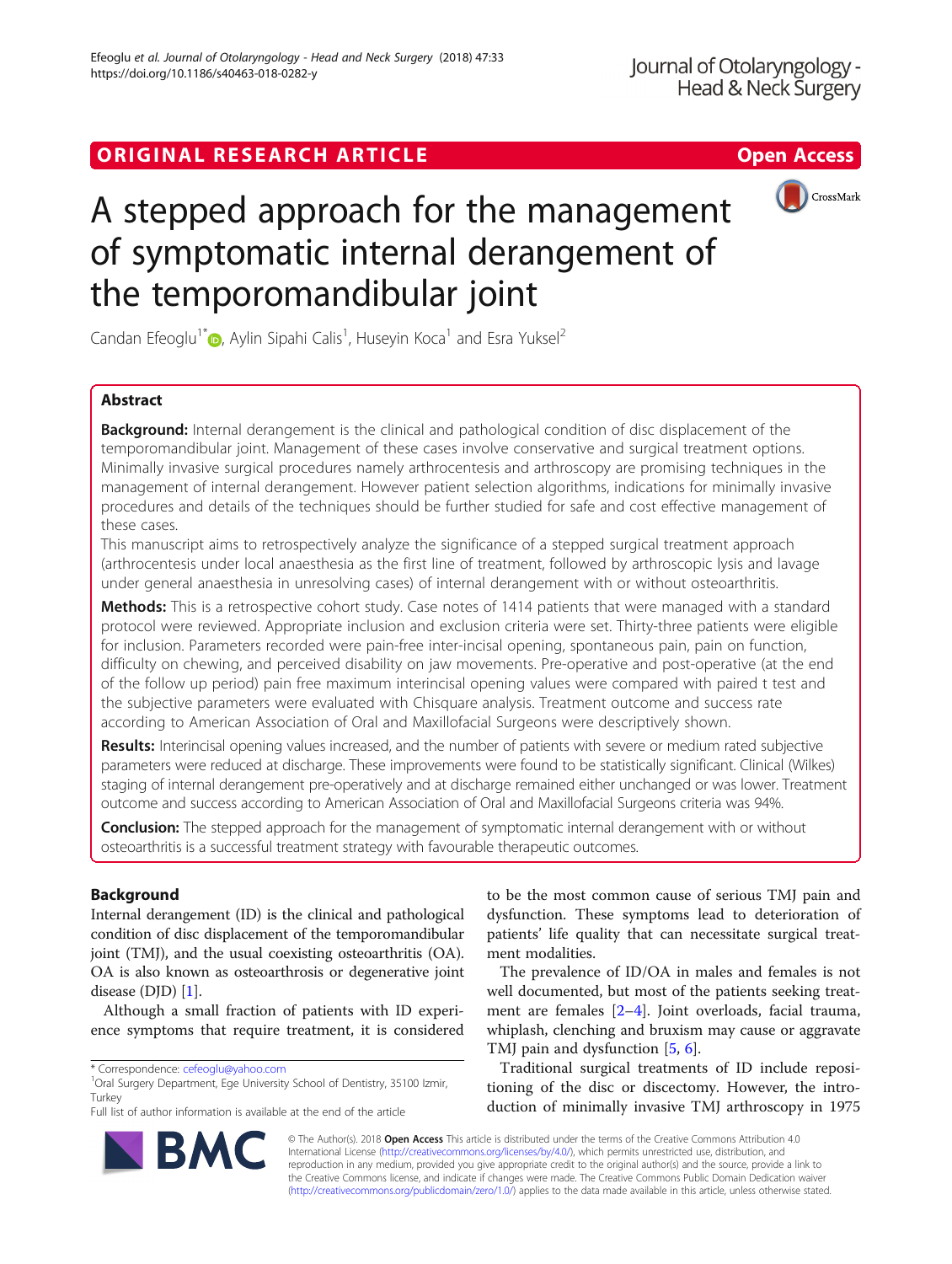ORIGINAL RESEARCH ARTICLE

Open Access

# A stepped approach for the management of symptomatic internal derangement of the temporomandibular joint

Candan Efeoglu[1*], Aylin Sipahi Calis[1], Huseyin Koca[1] and Esra Yuksel[2]

## Abstract

**Background:** Internal derangement is the clinical and pathological condition of disc displacement of the temporomandibular joint. Management of these cases involve conservative and surgical treatment options. Minimally invasive surgical procedures namely arthrocentesis and arthroscopy are promising techniques in the management of internal derangement. However patient selection algorithms, indications for minimally invasive procedures and details of the techniques should be further studied for safe and cost effective management of these cases.

This manuscript aims to retrospectively analyze the significance of a stepped surgical treatment approach (arthrocentesis under local anaesthesia as the first line of treatment, followed by arthroscopic lysis and lavage under general anaesthesia in unresolving cases) of internal derangement with or without osteoarthritis.

**Methods:** This is a retrospective cohort study. Case notes of 1414 patients that were managed with a standard protocol were reviewed. Appropriate inclusion and exclusion criteria were set. Thirty-three patients were eligible for inclusion. Parameters recorded were pain-free inter-incisal opening, spontaneous pain, pain on function, difficulty on chewing, and perceived disability on jaw movements. Pre-operative and post-operative (at the end of the follow up period) pain free maximum interincisal opening values were compared with paired t test and the subjective parameters were evaluated with Chisquare analysis. Treatment outcome and success rate according to American Association of Oral and Maxillofacial Surgeons were descriptively shown.

**Results:** Interincisal opening values increased, and the number of patients with severe or medium rated subjective parameters were reduced at discharge. These improvements were found to be statistically significant. Clinical (Wilkes) staging of internal derangement pre-operatively and at discharge remained either unchanged or was lower. Treatment outcome and success according to American Association of Oral and Maxillofacial Surgeons criteria was 94%.

**Conclusion:** The stepped approach for the management of symptomatic internal derangement with or without osteoarthritis is a successful treatment strategy with favourable therapeutic outcomes.

## Background

Internal derangement (ID) is the clinical and pathological condition of disc displacement of the temporomandibular joint (TMJ), and the usual coexisting osteoarthritis (OA). OA is also known as osteoarthrosis or degenerative joint disease (DJD) [1].

Although a small fraction of patients with ID experience symptoms that require treatment, it is considered to be the most common cause of serious TMJ pain and dysfunction. These symptoms lead to deterioration of patients' life quality that can necessitate surgical treatment modalities.

The prevalence of ID/OA in males and females is not well documented, but most of the patients seeking treatment are females [2–4]. Joint overloads, facial trauma, whiplash, clenching and bruxism may cause or aggravate TMJ pain and dysfunction [5, 6].

Traditional surgical treatments of ID include repositioning of the disc or discectomy. However, the introduction of minimally invasive TMJ arthroscopy in 1975

\* Correspondence: cefeoglu@yahoo.com
[1]Oral Surgery Department, Ege University School of Dentistry, 35100 Izmir, Turkey
Full list of author information is available at the end of the article

© The Author(s). 2018 **Open Access** This article is distributed under the terms of the Creative Commons Attribution 4.0 International License (http://creativecommons.org/licenses/by/4.0/), which permits unrestricted use, distribution, and reproduction in any medium, provided you give appropriate credit to the original author(s) and the source, provide a link to the Creative Commons license, and indicate if changes were made. The Creative Commons Public Domain Dedication waiver (http://creativecommons.org/publicdomain/zero/1.0/) applies to the data made available in this article, unless otherwise stated.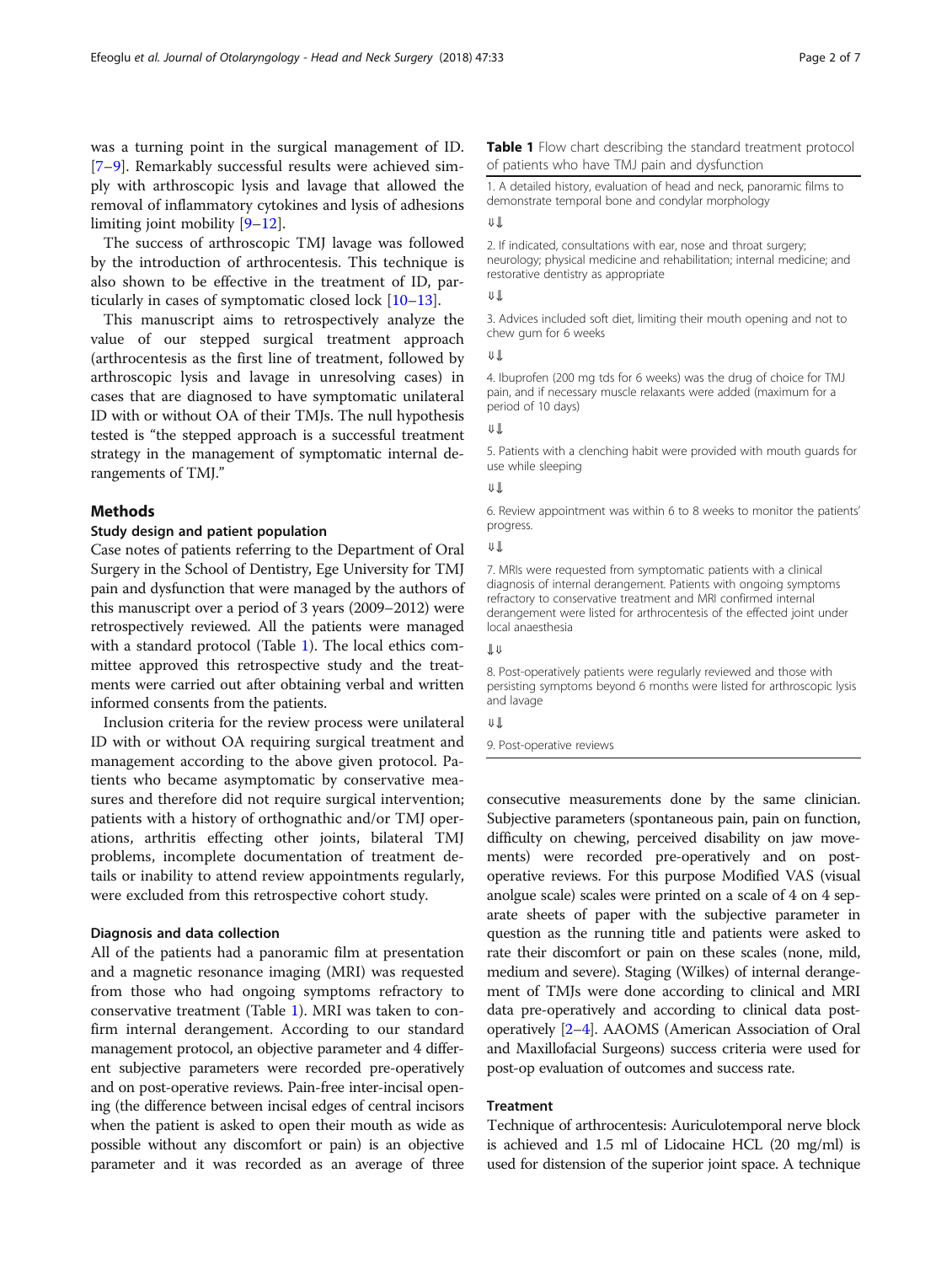was a turning point in the surgical management of ID. [7–9]. Remarkably successful results were achieved simply with arthroscopic lysis and lavage that allowed the removal of inflammatory cytokines and lysis of adhesions limiting joint mobility [9–12].

The success of arthroscopic TMJ lavage was followed by the introduction of arthrocentesis. This technique is also shown to be effective in the treatment of ID, particularly in cases of symptomatic closed lock [10–13].

This manuscript aims to retrospectively analyze the value of our stepped surgical treatment approach (arthrocentesis as the first line of treatment, followed by arthroscopic lysis and lavage in unresolving cases) in cases that are diagnosed to have symptomatic unilateral ID with or without OA of their TMJs. The null hypothesis tested is "the stepped approach is a successful treatment strategy in the management of symptomatic internal derangements of TMJ."

## Methods

### Study design and patient population

Case notes of patients referring to the Department of Oral Surgery in the School of Dentistry, Ege University for TMJ pain and dysfunction that were managed by the authors of this manuscript over a period of 3 years (2009–2012) were retrospectively reviewed. All the patients were managed with a standard protocol (Table 1). The local ethics committee approved this retrospective study and the treatments were carried out after obtaining verbal and written informed consents from the patients.

Inclusion criteria for the review process were unilateral ID with or without OA requiring surgical treatment and management according to the above given protocol. Patients who became asymptomatic by conservative measures and therefore did not require surgical intervention; patients with a history of orthognathic and/or TMJ operations, arthritis effecting other joints, bilateral TMJ problems, incomplete documentation of treatment details or inability to attend review appointments regularly, were excluded from this retrospective cohort study.

**Table 1** Flow chart describing the standard treatment protocol of patients who have TMJ pain and dysfunction

| |
|---|
| 1. A detailed history, evaluation of head and neck, panoramic films to demonstrate temporal bone and condylar morphology |
| ⇓ |
| 2. If indicated, consultations with ear, nose and throat surgery; neurology; physical medicine and rehabilitation; internal medicine; and restorative dentistry as appropriate |
| ⇓ |
| 3. Advices included soft diet, limiting their mouth opening and not to chew gum for 6 weeks |
| ⇓ |
| 4. Ibuprofen (200 mg tds for 6 weeks) was the drug of choice for TMJ pain, and if necessary muscle relaxants were added (maximum for a period of 10 days) |
| ⇓ |
| 5. Patients with a clenching habit were provided with mouth guards for use while sleeping |
| ⇓ |
| 6. Review appointment was within 6 to 8 weeks to monitor the patients' progress. |
| ⇓ |
| 7. MRIs were requested from symptomatic patients with a clinical diagnosis of internal derangement. Patients with ongoing symptoms refractory to conservative treatment and MRI confirmed internal derangement were listed for arthrocentesis of the effected joint under local anaesthesia |
| ⇓ |
| 8. Post-operatively patients were regularly reviewed and those with persisting symptoms beyond 6 months were listed for arthroscopic lysis and lavage |
| ⇓ |
| 9. Post-operative reviews |

### Diagnosis and data collection

All of the patients had a panoramic film at presentation and a magnetic resonance imaging (MRI) was requested from those who had ongoing symptoms refractory to conservative treatment (Table 1). MRI was taken to confirm internal derangement. According to our standard management protocol, an objective parameter and 4 different subjective parameters were recorded pre-operatively and on post-operative reviews. Pain-free inter-incisal opening (the difference between incisal edges of central incisors when the patient is asked to open their mouth as wide as possible without any discomfort or pain) is an objective parameter and it was recorded as an average of three consecutive measurements done by the same clinician. Subjective parameters (spontaneous pain, pain on function, difficulty on chewing, perceived disability on jaw movements) were recorded pre-operatively and on post-operative reviews. For this purpose Modified VAS (visual anolgue scale) scales were printed on a scale of 4 on 4 separate sheets of paper with the subjective parameter in question as the running title and patients were asked to rate their discomfort or pain on these scales (none, mild, medium and severe). Staging (Wilkes) of internal derangement of TMJs were done according to clinical and MRI data pre-operatively and according to clinical data post-operatively [2–4]. AAOMS (American Association of Oral and Maxillofacial Surgeons) success criteria were used for post-op evaluation of outcomes and success rate.

### Treatment

Technique of arthrocentesis: Auriculotemporal nerve block is achieved and 1.5 ml of Lidocaine HCL (20 mg/ml) is used for distension of the superior joint space. A technique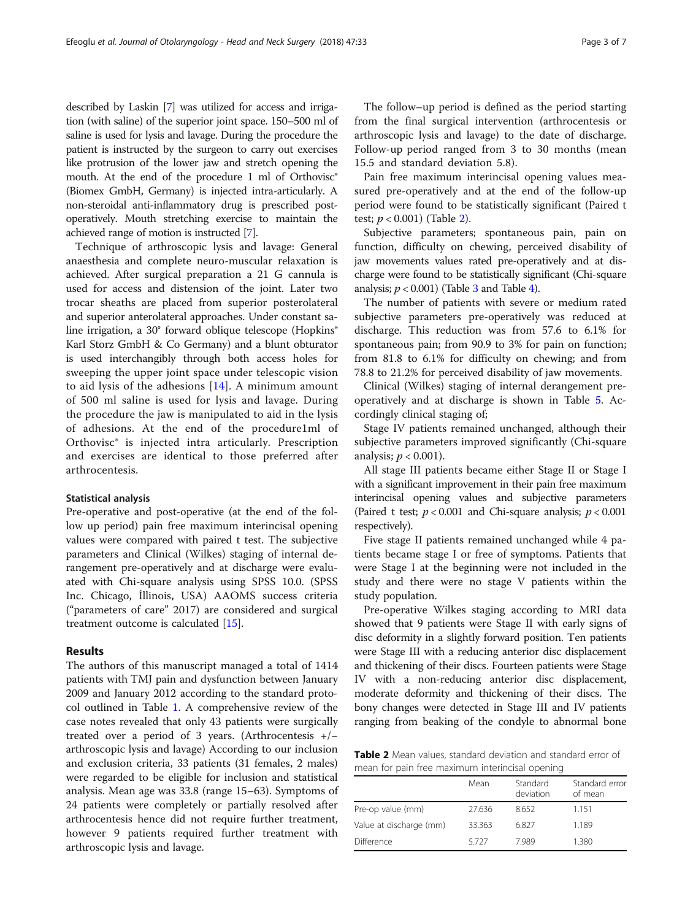described by Laskin [7] was utilized for access and irrigation (with saline) of the superior joint space. 150–500 ml of saline is used for lysis and lavage. During the procedure the patient is instructed by the surgeon to carry out exercises like protrusion of the lower jaw and stretch opening the mouth. At the end of the procedure 1 ml of Orthovisc® (Biomex GmbH, Germany) is injected intra-articularly. A non-steroidal anti-inflammatory drug is prescribed post-operatively. Mouth stretching exercise to maintain the achieved range of motion is instructed [7].

Technique of arthroscopic lysis and lavage: General anaesthesia and complete neuro-muscular relaxation is achieved. After surgical preparation a 21 G cannula is used for access and distension of the joint. Later two trocar sheaths are placed from superior posterolateral and superior anterolateral approaches. Under constant saline irrigation, a 30° forward oblique telescope (Hopkins® Karl Storz GmbH & Co Germany) and a blunt obturator is used interchangibly through both access holes for sweeping the upper joint space under telescopic vision to aid lysis of the adhesions [14]. A minimum amount of 500 ml saline is used for lysis and lavage. During the procedure the jaw is manipulated to aid in the lysis of adhesions. At the end of the procedure1ml of Orthovisc® is injected intra articularly. Prescription and exercises are identical to those preferred after arthrocentesis.

### Statistical analysis

Pre-operative and post-operative (at the end of the follow up period) pain free maximum interincisal opening values were compared with paired t test. The subjective parameters and Clinical (Wilkes) staging of internal derangement pre-operatively and at discharge were evaluated with Chi-square analysis using SPSS 10.0. (SPSS Inc. Chicago, İllinois, USA) AAOMS success criteria ("parameters of care" 2017) are considered and surgical treatment outcome is calculated [15].

## Results

The authors of this manuscript managed a total of 1414 patients with TMJ pain and dysfunction between January 2009 and January 2012 according to the standard protocol outlined in Table 1. A comprehensive review of the case notes revealed that only 43 patients were surgically treated over a period of 3 years. (Arthrocentesis +/− arthroscopic lysis and lavage) According to our inclusion and exclusion criteria, 33 patients (31 females, 2 males) were regarded to be eligible for inclusion and statistical analysis. Mean age was 33.8 (range 15–63). Symptoms of 24 patients were completely or partially resolved after arthrocentesis hence did not require further treatment, however 9 patients required further treatment with arthroscopic lysis and lavage.

The follow–up period is defined as the period starting from the final surgical intervention (arthrocentesis or arthroscopic lysis and lavage) to the date of discharge. Follow-up period ranged from 3 to 30 months (mean 15.5 and standard deviation 5.8).

Pain free maximum interincisal opening values measured pre-operatively and at the end of the follow-up period were found to be statistically significant (Paired t test; $p < 0.001$) (Table 2).

Subjective parameters; spontaneous pain, pain on function, difficulty on chewing, perceived disability of jaw movements values rated pre-operatively and at discharge were found to be statistically significant (Chi-square analysis; $p < 0.001$) (Table 3 and Table 4).

The number of patients with severe or medium rated subjective parameters pre-operatively was reduced at discharge. This reduction was from 57.6 to 6.1% for spontaneous pain; from 90.9 to 3% for pain on function; from 81.8 to 6.1% for difficulty on chewing; and from 78.8 to 21.2% for perceived disability of jaw movements.

Clinical (Wilkes) staging of internal derangement pre-operatively and at discharge is shown in Table 5. Accordingly clinical staging of;

Stage IV patients remained unchanged, although their subjective parameters improved significantly (Chi-square analysis; $p < 0.001$).

All stage III patients became either Stage II or Stage I with a significant improvement in their pain free maximum interincisal opening values and subjective parameters (Paired t test; $p < 0.001$ and Chi-square analysis; $p < 0.001$ respectively).

Five stage II patients remained unchanged while 4 patients became stage I or free of symptoms. Patients that were Stage I at the beginning were not included in the study and there were no stage V patients within the study population.

Pre-operative Wilkes staging according to MRI data showed that 9 patients were Stage II with early signs of disc deformity in a slightly forward position. Ten patients were Stage III with a reducing anterior disc displacement and thickening of their discs. Fourteen patients were Stage IV with a non-reducing anterior disc displacement, moderate deformity and thickening of their discs. The bony changes were detected in Stage III and IV patients ranging from beaking of the condyle to abnormal bone

**Table 2** Mean values, standard deviation and standard error of mean for pain free maximum interincisal opening

| | Mean | Standard deviation | Standard error of mean |
|---|---|---|---|
| Pre-op value (mm) | 27.636 | 8.652 | 1.151 |
| Value at discharge (mm) | 33.363 | 6.827 | 1.189 |
| Difference | 5.727 | 7.989 | 1.380 |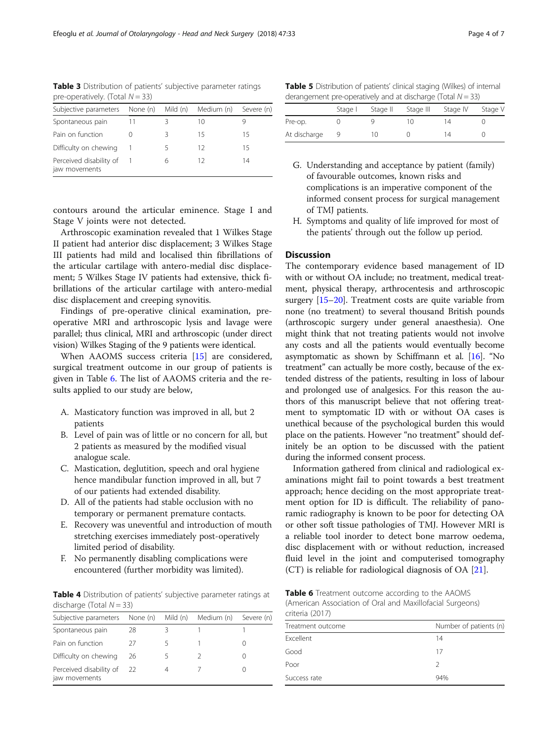**Table 3** Distribution of patients' subjective parameter ratings pre-operatively. (Total $N = 33$)

| Subjective parameters | None (n) | Mild (n) | Medium (n) | Severe (n) |
|---|---|---|---|---|
| Spontaneous pain | 11 | 3 | 10 | 9 |
| Pain on function | 0 | 3 | 15 | 15 |
| Difficulty on chewing | 1 | 5 | 12 | 15 |
| Perceived disability of jaw movements | 1 | 6 | 12 | 14 |

contours around the articular eminence. Stage I and Stage V joints were not detected.

Arthroscopic examination revealed that 1 Wilkes Stage II patient had anterior disc displacement; 3 Wilkes Stage III patients had mild and localised thin fibrillations of the articular cartilage with antero-medial disc displacement; 5 Wilkes Stage IV patients had extensive, thick fibrillations of the articular cartilage with antero-medial disc displacement and creeping synovitis.

Findings of pre-operative clinical examination, pre-operative MRI and arthroscopic lysis and lavage were parallel; thus clinical, MRI and arthroscopic (under direct vision) Wilkes Staging of the 9 patients were identical.

When AAOMS success criteria [15] are considered, surgical treatment outcome in our group of patients is given in Table 6. The list of AAOMS criteria and the results applied to our study are below,

A. Masticatory function was improved in all, but 2 patients
B. Level of pain was of little or no concern for all, but 2 patients as measured by the modified visual analogue scale.
C. Mastication, deglutition, speech and oral hygiene hence mandibular function improved in all, but 7 of our patients had extended disability.
D. All of the patients had stable occlusion with no temporary or permanent premature contacts.
E. Recovery was uneventful and introduction of mouth stretching exercises immediately post-operatively limited period of disability.
F. No permanently disabling complications were encountered (further morbidity was limited).

**Table 4** Distribution of patients' subjective parameter ratings at discharge (Total $N = 33$)

| Subjective parameters | None (n) | Mild (n) | Medium (n) | Severe (n) |
|---|---|---|---|---|
| Spontaneous pain | 28 | 3 | 1 | 1 |
| Pain on function | 27 | 5 | 1 | 0 |
| Difficulty on chewing | 26 | 5 | 2 | 0 |
| Perceived disability of jaw movements | 22 | 4 | 7 | 0 |

**Table 5** Distribution of patients' clinical staging (Wilkes) of internal derangement pre-operatively and at discharge (Total $N = 33$)

| | Stage I | Stage II | Stage III | Stage IV | Stage V |
|---|---|---|---|---|---|
| Pre-op. | 0 | 9 | 10 | 14 | 0 |
| At discharge | 9 | 10 | 0 | 14 | 0 |

G. Understanding and acceptance by patient (family) of favourable outcomes, known risks and complications is an imperative component of the informed consent process for surgical management of TMJ patients.
H. Symptoms and quality of life improved for most of the patients' through out the follow up period.

## Discussion

The contemporary evidence based management of ID with or without OA include; no treatment, medical treatment, physical therapy, arthrocentesis and arthroscopic surgery [15–20]. Treatment costs are quite variable from none (no treatment) to several thousand British pounds (arthroscopic surgery under general anaesthesia). One might think that not treating patients would not involve any costs and all the patients would eventually become asymptomatic as shown by Schiffmann et al. [16]. "No treatment" can actually be more costly, because of the extended distress of the patients, resulting in loss of labour and prolonged use of analgesics. For this reason the authors of this manuscript believe that not offering treatment to symptomatic ID with or without OA cases is unethical because of the psychological burden this would place on the patients. However "no treatment" should definitely be an option to be discussed with the patient during the informed consent process.

Information gathered from clinical and radiological examinations might fail to point towards a best treatment approach; hence deciding on the most appropriate treatment option for ID is difficult. The reliability of panoramic radiography is known to be poor for detecting OA or other soft tissue pathologies of TMJ. However MRI is a reliable tool inorder to detect bone marrow oedema, disc displacement with or without reduction, increased fluid level in the joint and computerised tomography (CT) is reliable for radiological diagnosis of OA [21].

**Table 6** Treatment outcome according to the AAOMS (American Association of Oral and Maxillofacial Surgeons) criteria (2017)

| Treatment outcome | Number of patients (n) |
|---|---|
| Excellent | 14 |
| Good | 17 |
| Poor | 2 |
| Success rate | 94% |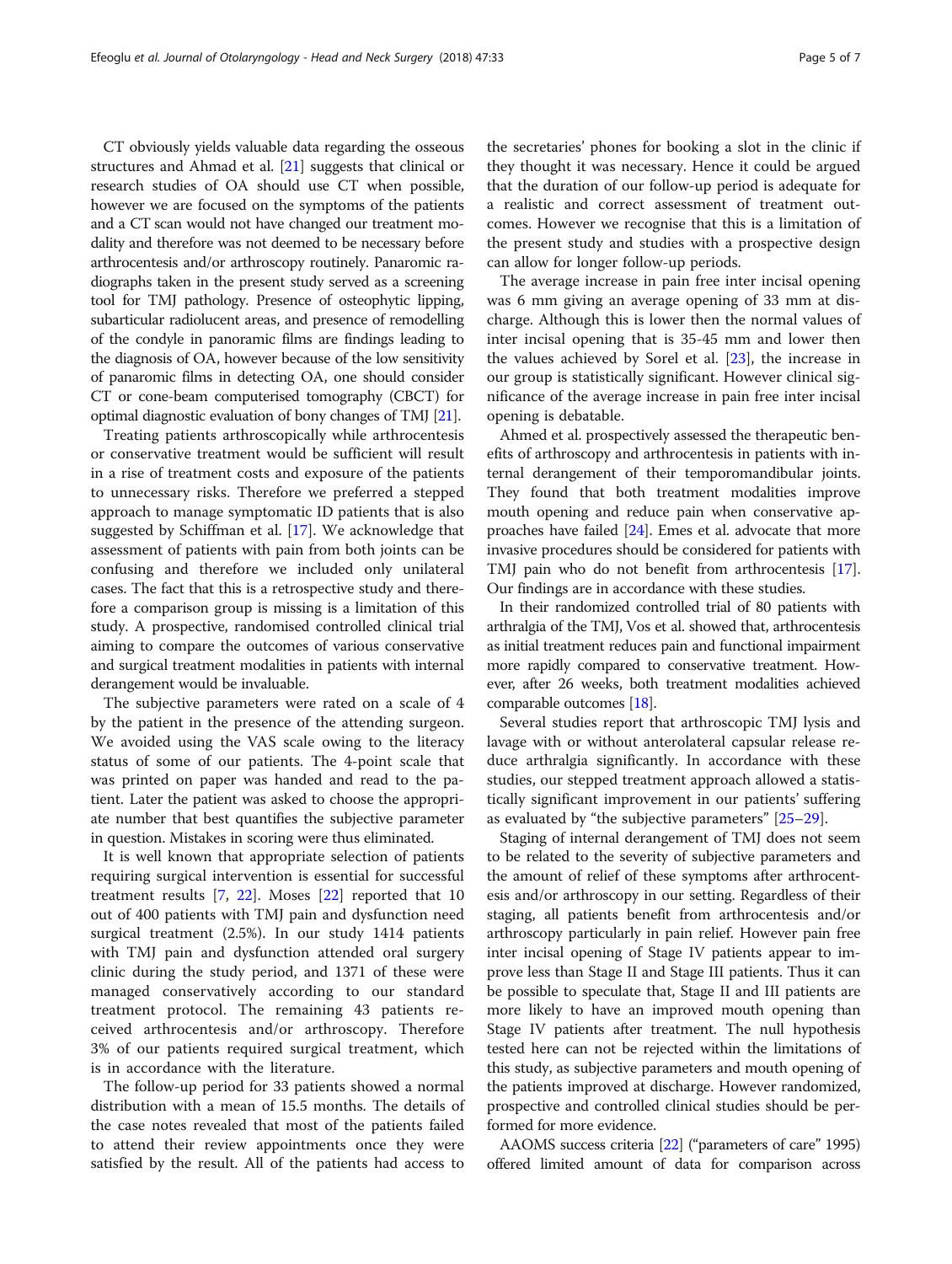CT obviously yields valuable data regarding the osseous structures and Ahmad et al. [21] suggests that clinical or research studies of OA should use CT when possible, however we are focused on the symptoms of the patients and a CT scan would not have changed our treatment modality and therefore was not deemed to be necessary before arthrocentesis and/or arthroscopy routinely. Panaromic radiographs taken in the present study served as a screening tool for TMJ pathology. Presence of osteophytic lipping, subarticular radiolucent areas, and presence of remodelling of the condyle in panoramic films are findings leading to the diagnosis of OA, however because of the low sensitivity of panaromic films in detecting OA, one should consider CT or cone-beam computerised tomography (CBCT) for optimal diagnostic evaluation of bony changes of TMJ [21].

Treating patients arthroscopically while arthrocentesis or conservative treatment would be sufficient will result in a rise of treatment costs and exposure of the patients to unnecessary risks. Therefore we preferred a stepped approach to manage symptomatic ID patients that is also suggested by Schiffman et al. [17]. We acknowledge that assessment of patients with pain from both joints can be confusing and therefore we included only unilateral cases. The fact that this is a retrospective study and therefore a comparison group is missing is a limitation of this study. A prospective, randomised controlled clinical trial aiming to compare the outcomes of various conservative and surgical treatment modalities in patients with internal derangement would be invaluable.

The subjective parameters were rated on a scale of 4 by the patient in the presence of the attending surgeon. We avoided using the VAS scale owing to the literacy status of some of our patients. The 4-point scale that was printed on paper was handed and read to the patient. Later the patient was asked to choose the appropriate number that best quantifies the subjective parameter in question. Mistakes in scoring were thus eliminated.

It is well known that appropriate selection of patients requiring surgical intervention is essential for successful treatment results [7, 22]. Moses [22] reported that 10 out of 400 patients with TMJ pain and dysfunction need surgical treatment (2.5%). In our study 1414 patients with TMJ pain and dysfunction attended oral surgery clinic during the study period, and 1371 of these were managed conservatively according to our standard treatment protocol. The remaining 43 patients received arthrocentesis and/or arthroscopy. Therefore 3% of our patients required surgical treatment, which is in accordance with the literature.

The follow-up period for 33 patients showed a normal distribution with a mean of 15.5 months. The details of the case notes revealed that most of the patients failed to attend their review appointments once they were satisfied by the result. All of the patients had access to the secretaries' phones for booking a slot in the clinic if they thought it was necessary. Hence it could be argued that the duration of our follow-up period is adequate for a realistic and correct assessment of treatment outcomes. However we recognise that this is a limitation of the present study and studies with a prospective design can allow for longer follow-up periods.

The average increase in pain free inter incisal opening was 6 mm giving an average opening of 33 mm at discharge. Although this is lower then the normal values of inter incisal opening that is 35-45 mm and lower then the values achieved by Sorel et al. [23], the increase in our group is statistically significant. However clinical significance of the average increase in pain free inter incisal opening is debatable.

Ahmed et al. prospectively assessed the therapeutic benefits of arthroscopy and arthrocentesis in patients with internal derangement of their temporomandibular joints. They found that both treatment modalities improve mouth opening and reduce pain when conservative approaches have failed [24]. Emes et al. advocate that more invasive procedures should be considered for patients with TMJ pain who do not benefit from arthrocentesis [17]. Our findings are in accordance with these studies.

In their randomized controlled trial of 80 patients with arthralgia of the TMJ, Vos et al. showed that, arthrocentesis as initial treatment reduces pain and functional impairment more rapidly compared to conservative treatment. However, after 26 weeks, both treatment modalities achieved comparable outcomes [18].

Several studies report that arthroscopic TMJ lysis and lavage with or without anterolateral capsular release reduce arthralgia significantly. In accordance with these studies, our stepped treatment approach allowed a statistically significant improvement in our patients' suffering as evaluated by "the subjective parameters" [25–29].

Staging of internal derangement of TMJ does not seem to be related to the severity of subjective parameters and the amount of relief of these symptoms after arthrocentesis and/or arthroscopy in our setting. Regardless of their staging, all patients benefit from arthrocentesis and/or arthroscopy particularly in pain relief. However pain free inter incisal opening of Stage IV patients appear to improve less than Stage II and Stage III patients. Thus it can be possible to speculate that, Stage II and III patients are more likely to have an improved mouth opening than Stage IV patients after treatment. The null hypothesis tested here can not be rejected within the limitations of this study, as subjective parameters and mouth opening of the patients improved at discharge. However randomized, prospective and controlled clinical studies should be performed for more evidence.

AAOMS success criteria [22] ("parameters of care" 1995) offered limited amount of data for comparison across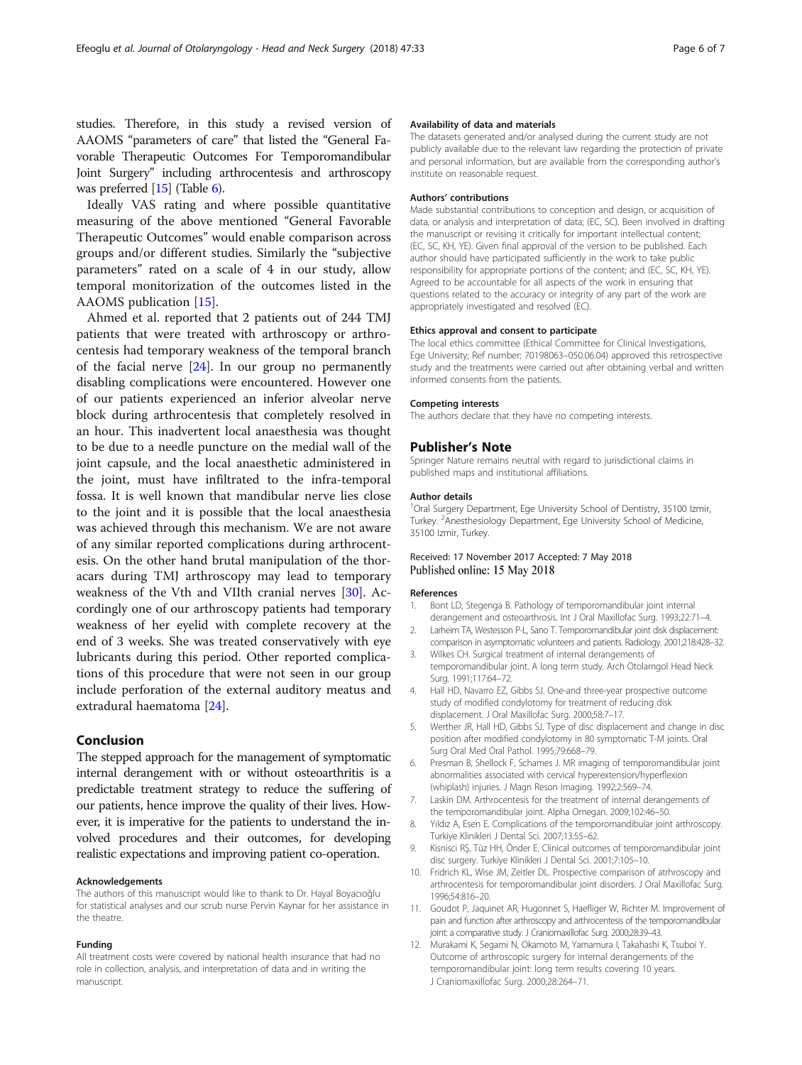studies. Therefore, in this study a revised version of AAOMS "parameters of care" that listed the "General Favorable Therapeutic Outcomes For Temporomandibular Joint Surgery" including arthrocentesis and arthroscopy was preferred [15] (Table 6).

Ideally VAS rating and where possible quantitative measuring of the above mentioned "General Favorable Therapeutic Outcomes" would enable comparison across groups and/or different studies. Similarly the "subjective parameters" rated on a scale of 4 in our study, allow temporal monitorization of the outcomes listed in the AAOMS publication [15].

Ahmed et al. reported that 2 patients out of 244 TMJ patients that were treated with arthroscopy or arthrocentesis had temporary weakness of the temporal branch of the facial nerve [24]. In our group no permanently disabling complications were encountered. However one of our patients experienced an inferior alveolar nerve block during arthrocentesis that completely resolved in an hour. This inadvertent local anaesthesia was thought to be due to a needle puncture on the medial wall of the joint capsule, and the local anaesthetic administered in the joint, must have infiltrated to the infra-temporal fossa. It is well known that mandibular nerve lies close to the joint and it is possible that the local anaesthesia was achieved through this mechanism. We are not aware of any similar reported complications during arthrocentesis. On the other hand brutal manipulation of the thoracars during TMJ arthroscopy may lead to temporary weakness of the Vth and VIIth cranial nerves [30]. Accordingly one of our arthroscopy patients had temporary weakness of her eyelid with complete recovery at the end of 3 weeks. She was treated conservatively with eye lubricants during this period. Other reported complications of this procedure that were not seen in our group include perforation of the external auditory meatus and extradural haematoma [24].

## Conclusion

The stepped approach for the management of symptomatic internal derangement with or without osteoarthritis is a predictable treatment strategy to reduce the suffering of our patients, hence improve the quality of their lives. However, it is imperative for the patients to understand the involved procedures and their outcomes, for developing realistic expectations and improving patient co-operation.

#### Acknowledgements

The authors of this manuscript would like to thank to Dr. Hayal Boyacıoğlu for statistical analyses and our scrub nurse Pervin Kaynar for her assistance in the theatre.

#### Funding

All treatment costs were covered by national health insurance that had no role in collection, analysis, and interpretation of data and in writing the manuscript.

#### Availability of data and materials

The datasets generated and/or analysed during the current study are not publicly available due to the relevant law regarding the protection of private and personal information, but are available from the corresponding author's institute on reasonable request.

#### Authors' contributions

Made substantial contributions to conception and design, or acquisition of data, or analysis and interpretation of data; (EC, SC). Been involved in drafting the manuscript or revising it critically for important intellectual content; (EC, SC, KH, YE). Given final approval of the version to be published. Each author should have participated sufficiently in the work to take public responsibility for appropriate portions of the content; and (EC, SC, KH, YE). Agreed to be accountable for all aspects of the work in ensuring that questions related to the accuracy or integrity of any part of the work are appropriately investigated and resolved (EC).

#### Ethics approval and consent to participate

The local ethics committee (Ethical Committee for Clinical Investigations, Ege University; Ref number: 70198063–050.06.04) approved this retrospective study and the treatments were carried out after obtaining verbal and written informed consents from the patients.

#### Competing interests

The authors declare that they have no competing interests.

## Publisher's Note

Springer Nature remains neutral with regard to jurisdictional claims in published maps and institutional affiliations.

#### Author details

[1]Oral Surgery Department, Ege University School of Dentistry, 35100 Izmir, Turkey. [2]Anesthesiology Department, Ege University School of Medicine, 35100 Izmir, Turkey.

Received: 17 November 2017 Accepted: 7 May 2018
Published online: 15 May 2018

#### References

1. Bont LD, Stegenga B. Pathology of temporomandibular joint internal derangement and osteoarthrosis. Int J Oral Maxillofac Surg. 1993;22:71–4.
2. Larheim TA, Westesson P-L, Sano T. Temporomandibular joint disk displacement: comparison in asymptomatic volunteers and patients. Radiology. 2001;218:428–32.
3. Wilkes CH. Surgical treatment of internal derangements of temporomandibular joint. A long term study. Arch Otolarngol Head Neck Surg. 1991;117:64–72.
4. Hall HD, Navarro EZ, Gibbs SJ. One-and three-year prospective outcome study of modified condylotomy for treatment of reducing disk displacement. J Oral Maxillofac Surg. 2000;58:7–17.
5. Werther JR, Hall HD, Gibbs SJ. Type of disc displacement and change in disc position after modified condylotomy in 80 symptomatic T-M joints. Oral Surg Oral Med Oral Pathol. 1995;79:668–79.
6. Presman B, Shellock F, Schames J. MR imaging of temporomandibular joint abnormalities associated with cervical hyperextension/hyperflexion (whiplash) injuries. J Magn Reson Imaging. 1992;2:569–74.
7. Laskin DM. Arthrocentesis for the treatment of internal derangements of the temporomandibular joint. Alpha Omegan. 2009;102:46–50.
8. Yıldız A, Esen E. Complications of the temporomandibular joint arthroscopy. Turkiye Klinikleri J Dental Sci. 2007;13:55–62.
9. Kisnisci RŞ, Tüz HH, Önder E. Clinical outcomes of temporomandibular joint disc surgery. Turkiye Klinikleri J Dental Sci. 2001;7:105–10.
10. Fridrich KL, Wise JM, Zeitler DL. Prospective comparison of atrhroscopy and arthrocentesis for temporomandibular joint disorders. J Oral Maxillofac Surg. 1996;54:816–20.
11. Goudot P, Jaquinet AR, Hugonnet S, Haefliger W, Richter M. Improvement of pain and function after arthroscopy and arthrocentesis of the temporomandibular joint: a comparative study. J Craniomaxillofac Surg. 2000;28:39–43.
12. Murakami K, Segami N, Okamoto M, Yamamura I, Takahashi K, Tsuboi Y. Outcome of arthroscopic surgery for internal derangements of the temporomandibular joint: long term results covering 10 years. J Craniomaxillofac Surg. 2000;28:264–71.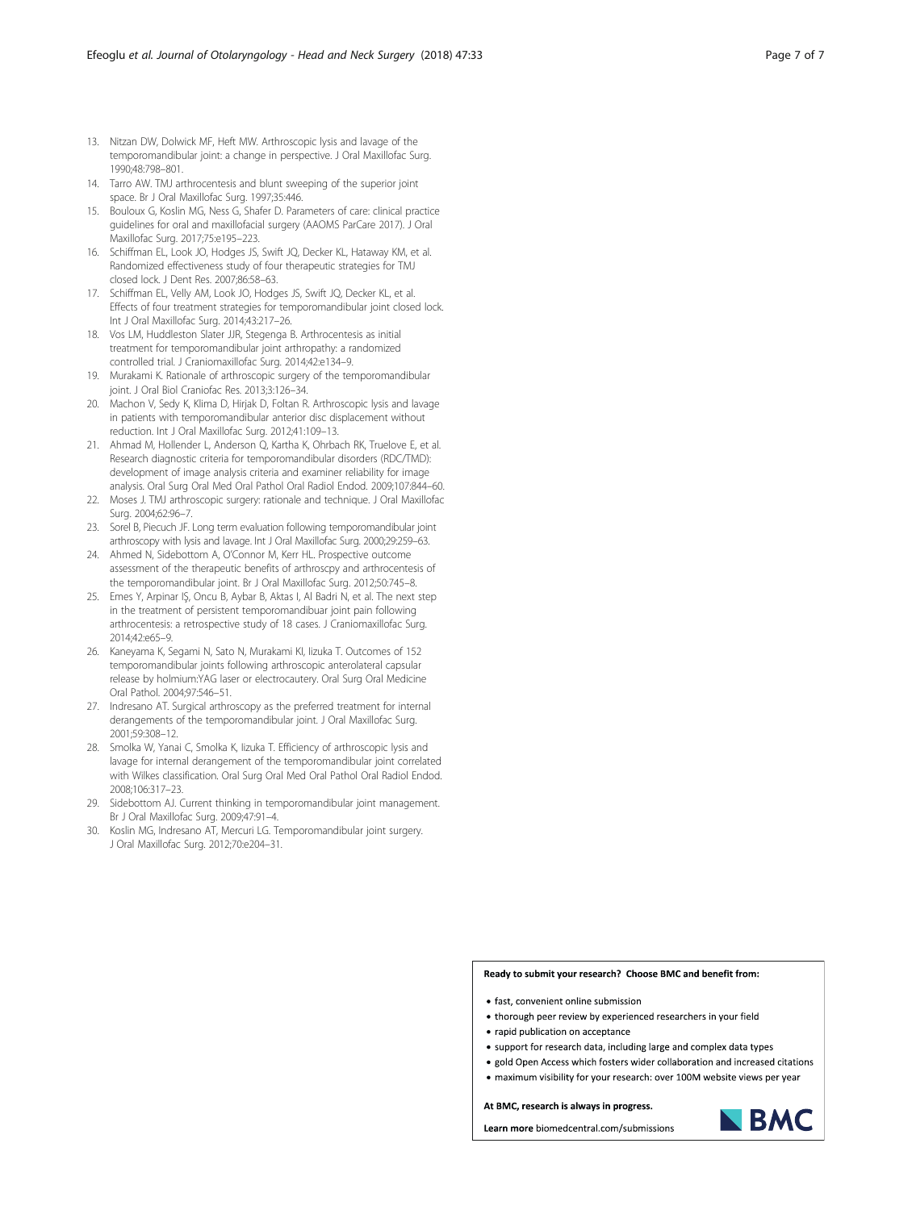13. Nitzan DW, Dolwick MF, Heft MW. Arthroscopic lysis and lavage of the temporomandibular joint: a change in perspective. J Oral Maxillofac Surg. 1990;48:798–801.
14. Tarro AW. TMJ arthrocentesis and blunt sweeping of the superior joint space. Br J Oral Maxillofac Surg. 1997;35:446.
15. Bouloux G, Koslin MG, Ness G, Shafer D. Parameters of care: clinical practice guidelines for oral and maxillofacial surgery (AAOMS ParCare 2017). J Oral Maxillofac Surg. 2017;75:e195–223.
16. Schiffman EL, Look JO, Hodges JS, Swift JQ, Decker KL, Hataway KM, et al. Randomized effectiveness study of four therapeutic strategies for TMJ closed lock. J Dent Res. 2007;86:58–63.
17. Schiffman EL, Velly AM, Look JO, Hodges JS, Swift JQ, Decker KL, et al. Effects of four treatment strategies for temporomandibular joint closed lock. Int J Oral Maxillofac Surg. 2014;43:217–26.
18. Vos LM, Huddleston Slater JJR, Stegenga B. Arthrocentesis as initial treatment for temporomandibular joint arthropathy: a randomized controlled trial. J Craniomaxillofac Surg. 2014;42:e134–9.
19. Murakami K. Rationale of arthroscopic surgery of the temporomandibular joint. J Oral Biol Craniofac Res. 2013;3:126–34.
20. Machon V, Sedy K, Klima D, Hirjak D, Foltan R. Arthroscopic lysis and lavage in patients with temporomandibular anterior disc displacement without reduction. Int J Oral Maxillofac Surg. 2012;41:109–13.
21. Ahmad M, Hollender L, Anderson Q, Kartha K, Ohrbach RK, Truelove E, et al. Research diagnostic criteria for temporomandibular disorders (RDC/TMD): development of image analysis criteria and examiner reliability for image analysis. Oral Surg Oral Med Oral Pathol Oral Radiol Endod. 2009;107:844–60.
22. Moses J. TMJ arthroscopic surgery: rationale and technique. J Oral Maxillofac Surg. 2004;62:96–7.
23. Sorel B, Piecuch JF. Long term evaluation following temporomandibular joint arthroscopy with lysis and lavage. Int J Oral Maxillofac Surg. 2000;29:259–63.
24. Ahmed N, Sidebottom A, O'Connor M, Kerr HL. Prospective outcome assessment of the therapeutic benefits of arthroscpy and arthrocentesis of the temporomandibular joint. Br J Oral Maxillofac Surg. 2012;50:745–8.
25. Emes Y, Arpinar IŞ, Oncu B, Aybar B, Aktas I, Al Badri N, et al. The next step in the treatment of persistent temporomandibuar joint pain following arthrocentesis: a retrospective study of 18 cases. J Craniomaxillofac Surg. 2014;42:e65–9.
26. Kaneyama K, Segami N, Sato N, Murakami KI, Iizuka T. Outcomes of 152 temporomandibular joints following arthroscopic anterolateral capsular release by holmium:YAG laser or electrocautery. Oral Surg Oral Medicine Oral Pathol. 2004;97:546–51.
27. Indresano AT. Surgical arthroscopy as the preferred treatment for internal derangements of the temporomandibular joint. J Oral Maxillofac Surg. 2001;59:308–12.
28. Smolka W, Yanai C, Smolka K, Iizuka T. Efficiency of arthroscopic lysis and lavage for internal derangement of the temporomandibular joint correlated with Wilkes classification. Oral Surg Oral Med Oral Pathol Oral Radiol Endod. 2008;106:317–23.
29. Sidebottom AJ. Current thinking in temporomandibular joint management. Br J Oral Maxillofac Surg. 2009;47:91–4.
30. Koslin MG, Indresano AT, Mercuri LG. Temporomandibular joint surgery. J Oral Maxillofac Surg. 2012;70:e204–31.

**Ready to submit your research? Choose BMC and benefit from:**

- fast, convenient online submission
- thorough peer review by experienced researchers in your field
- rapid publication on acceptance
- support for research data, including large and complex data types
- gold Open Access which fosters wider collaboration and increased citations
- maximum visibility for your research: over 100M website views per year

**At BMC, research is always in progress.**

**Learn more** biomedcentral.com/submissions

BMC